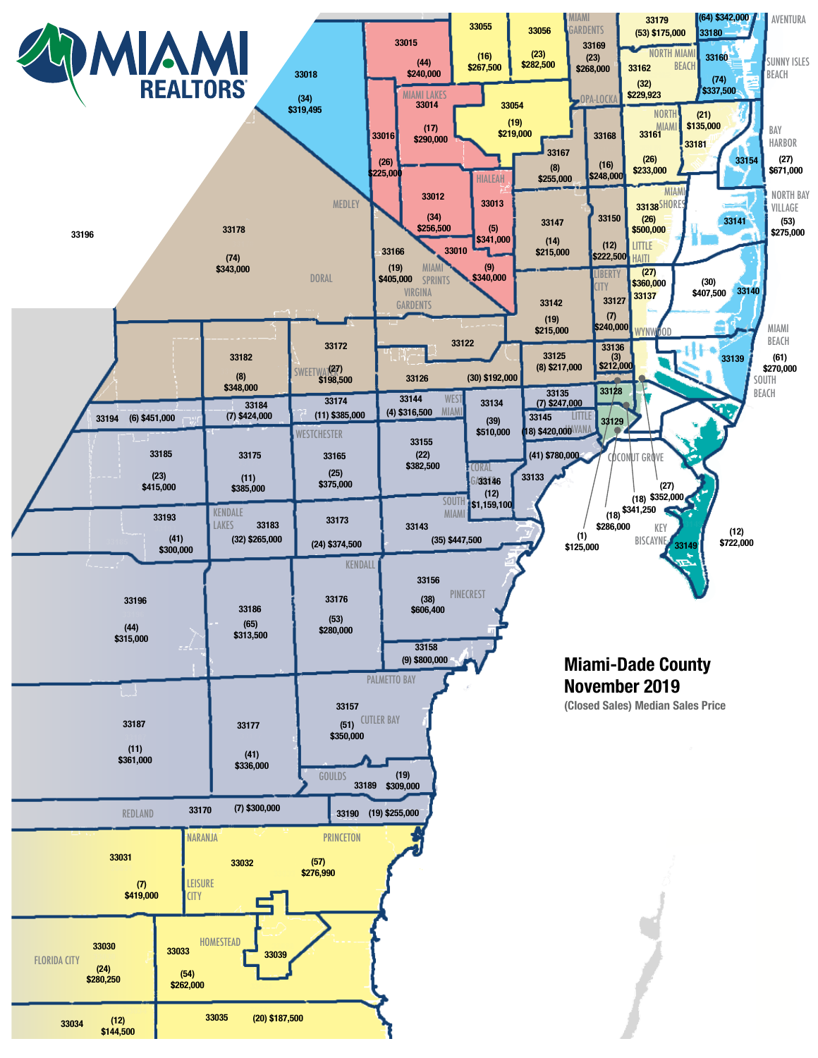# Miami-Dade County November 2019

*(Closed Sales) Median Sales Price*

| Zip Code | Area | Closed Sales | Median Sales Price |
|---|---|---|---|
| 33018 | | (34) | $319,495 |
| 33015 | | (44) | $240,000 |
| 33055 | | (16) | $267,500 |
| 33056 | | (23) | $282,500 |
| 33169 | Miami Gardens | (23) | $268,000 |
| 33179 | | (53) | $175,000 |
| 33180 | Aventura | (64) | $342,000 |
| 33160 | Sunny Isles Beach | (74) | $337,500 |
| 33162 | North Miami Beach | (32) | $229,923 |
| 33014 | Miami Lakes | (17) | $290,000 |
| 33054 | Opa-Locka | (19) | $219,000 |
| 33016 | | (26) | $225,000 |
| 33167 | | (8) | $255,000 |
| 33168 | | (16) | $248,000 |
| 33161 | North Miami | (26) | $233,000 |
| 33181 | | (21) | $135,000 |
| 33154 | Bay Harbor | (27) | $671,000 |
| 33012 | Hialeah | (34) | $256,500 |
| 33013 | Hialeah | (5) | $341,000 |
| 33147 | | (14) | $215,000 |
| 33150 | | (12) | $222,500 |
| 33138 | Miami Shores | (26) | $500,000 |
| 33141 | North Bay Village | (53) | $275,000 |
| 33178 | Doral | (74) | $343,000 |
| 33166 | Medley / Miami Springs / Virginia Gardens | (19) | $405,000 |
| 33010 | | (9) | $340,000 |
| 33142 | | (19) | $215,000 |
| 33127 | Liberty City / Little Haiti | (7) | $240,000 |
| 33137 | | (27) | $360,000 |
| 33140 | Miami Beach | (30) | $407,500 |
| 33139 | South Beach | (61) | $270,000 |
| 33172 | Sweetwater | (27) | $198,500 |
| 33182 | | (8) | $348,000 |
| 33122 | | | |
| 33126 | | (30) | $192,000 |
| 33125 | | (8) | $217,000 |
| 33136 | Wynwood | (3) | $212,000 |
| 33194 | | (6) | $451,000 |
| 33184 | | (7) | $424,000 |
| 33174 | | (11) | $385,000 |
| 33144 | West Miami | (4) | $316,500 |
| 33134 | | (39) | $510,000 |
| 33135 | | (7) | $247,000 |
| 33145 | Little Havana | (18) | $420,000 |
| 33128 | | | |
| 33129 | | | |
| 33185 | | (23) | $415,000 |
| 33175 | | (11) | $385,000 |
| 33165 | Westchester | (25) | $375,000 |
| 33155 | | (22) | $382,500 |
| 33146 | Coral Gables | (12) | $1,159,100 |
| 33133 | Coconut Grove | (41) | $780,000 |
| 33193 | | (41) | $300,000 |
| 33183 | Kendale Lakes | (32) | $265,000 |
| 33173 | | (24) | $374,500 |
| 33143 | South Miami | (35) | $447,500 |
| 33149 | Key Biscayne | (12) | $722,000 |
| 33196 | | (44) | $315,000 |
| 33186 | | (65) | $313,500 |
| 33176 | Kendall | (53) | $280,000 |
| 33156 | Pinecrest | (38) | $606,400 |
| 33158 | Palmetto Bay | (9) | $800,000 |
| 33187 | | (11) | $361,000 |
| 33177 | | (41) | $336,000 |
| 33157 | Cutler Bay | (51) | $350,000 |
| 33189 | Goulds | (19) | $309,000 |
| 33170 | Redland | (7) | $300,000 |
| 33190 | | (19) | $255,000 |
| 33031 | | (7) | $419,000 |
| 33032 | Naranja / Princeton / Leisure City | (57) | $276,990 |
| 33030 | Florida City | (24) | $280,250 |
| 33033 | Homestead | (54) | $262,000 |
| 33039 | | | |
| 33034 | | (12) | $144,500 |
| 33035 | | (20) | $187,500 |

Downtown / Brickell area (small zip codes indicated by pointer lines): (1) $125,000; (18) $286,000; (18) $341,250; (27) $352,000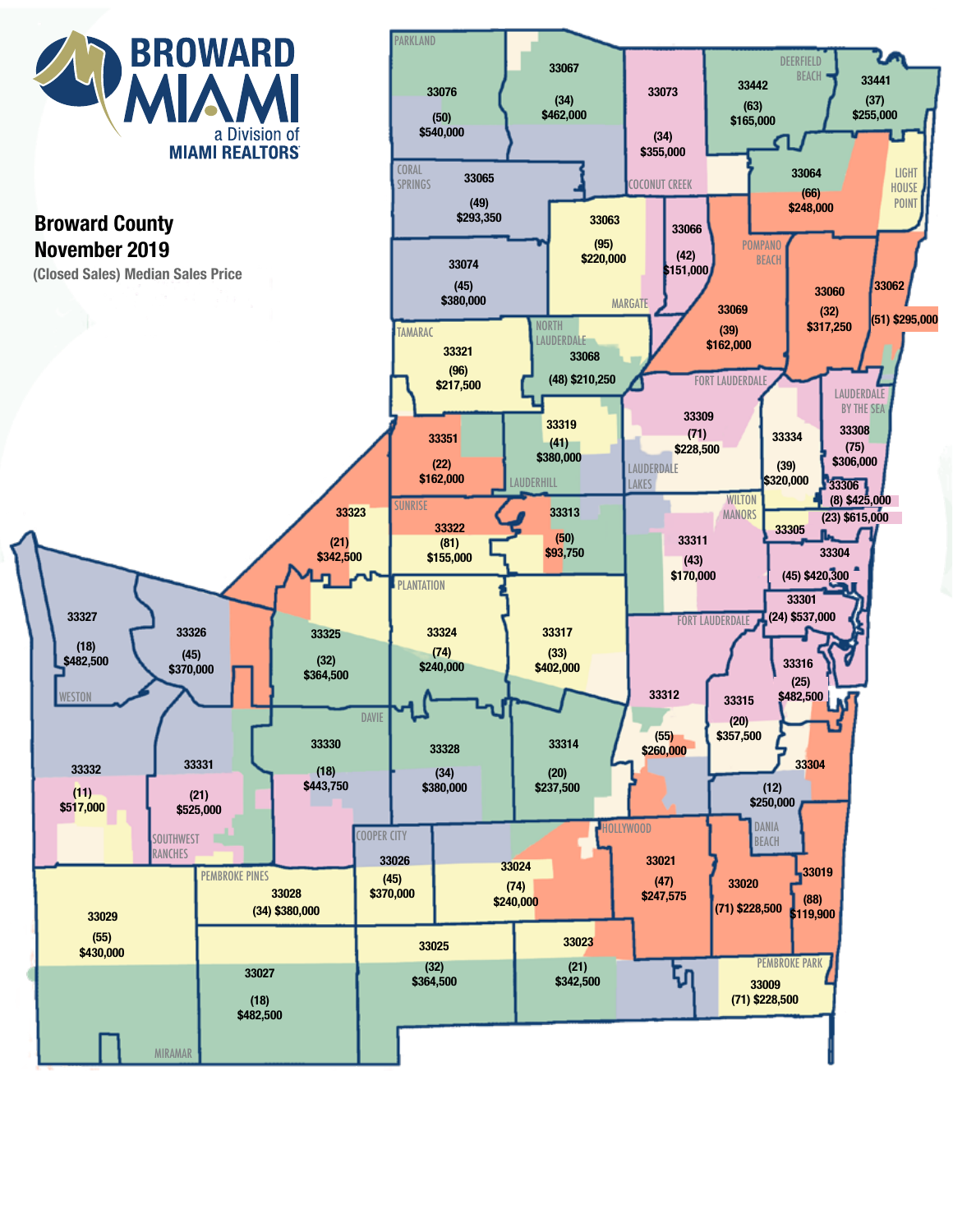BROWARD MIAMI
a Division of
MIAMI REALTORS

# Broward County
# November 2019

(Closed Sales) Median Sales Price

| Zip Code | Closed Sales | Median Sales Price |
|---|---|---|
| 33076 | (50) | $540,000 |
| 33067 | (34) | $462,000 |
| 33073 | (34) | $355,000 |
| 33442 | (63) | $165,000 |
| 33441 | (37) | $255,000 |
| 33065 | (49) | $293,350 |
| 33064 | (66) | $248,000 |
| 33063 | (95) | $220,000 |
| 33066 | (42) | $151,000 |
| 33074 | (45) | $380,000 |
| 33069 | (39) | $162,000 |
| 33060 | (32) | $317,250 |
| 33062 | (51) | $295,000 |
| 33321 | (96) | $217,500 |
| 33068 | (48) | $210,250 |
| 33319 | (41) | $380,000 |
| 33309 | (71) | $228,500 |
| 33334 | (39) | $320,000 |
| 33308 | (75) | $306,000 |
| 33306 | (8) | $425,000 |
| 33305 | (23) | $615,000 |
| 33351 | (22) | $162,000 |
| 33323 | (21) | $342,500 |
| 33322 | (81) | $155,000 |
| 33313 | (50) | $93,750 |
| 33311 | (43) | $170,000 |
| 33304 | (45) | $420,300 |
| 33301 | (24) | $537,000 |
| 33327 | (18) | $482,500 |
| 33326 | (45) | $370,000 |
| 33325 | (32) | $364,500 |
| 33324 | (74) | $240,000 |
| 33317 | (33) | $402,000 |
| 33316 | (25) | $482,500 |
| 33312 | (55) | $260,000 |
| 33315 | (20) | $357,500 |
| 33332 | (11) | $517,000 |
| 33331 | (21) | $525,000 |
| 33330 | (18) | $443,750 |
| 33328 | (34) | $380,000 |
| 33314 | (20) | $237,500 |
| 33304 | (12) | $250,000 |
| 33026 | (45) | $370,000 |
| 33024 | (74) | $240,000 |
| 33021 | (47) | $247,575 |
| 33020 | (71) | $228,500 |
| 33019 | (88) | $119,900 |
| 33029 | (55) | $430,000 |
| 33028 | (34) | $380,000 |
| 33025 | (32) | $364,500 |
| 33023 | (21) | $342,500 |
| 33027 | (18) | $482,500 |
| 33009 | (71) | $228,500 |

Areas shown: Parkland, Coral Springs, Coconut Creek, Deerfield Beach, Light House Point, Pompano Beach, Margate, Tamarac, North Lauderdale, Fort Lauderdale, Lauderdale By The Sea, Lauderhill, Lauderdale Lakes, Wilton Manors, Sunrise, Plantation, Weston, Davie, Cooper City, Southwest Ranches, Pembroke Pines, Hollywood, Dania Beach, Pembroke Park, Miramar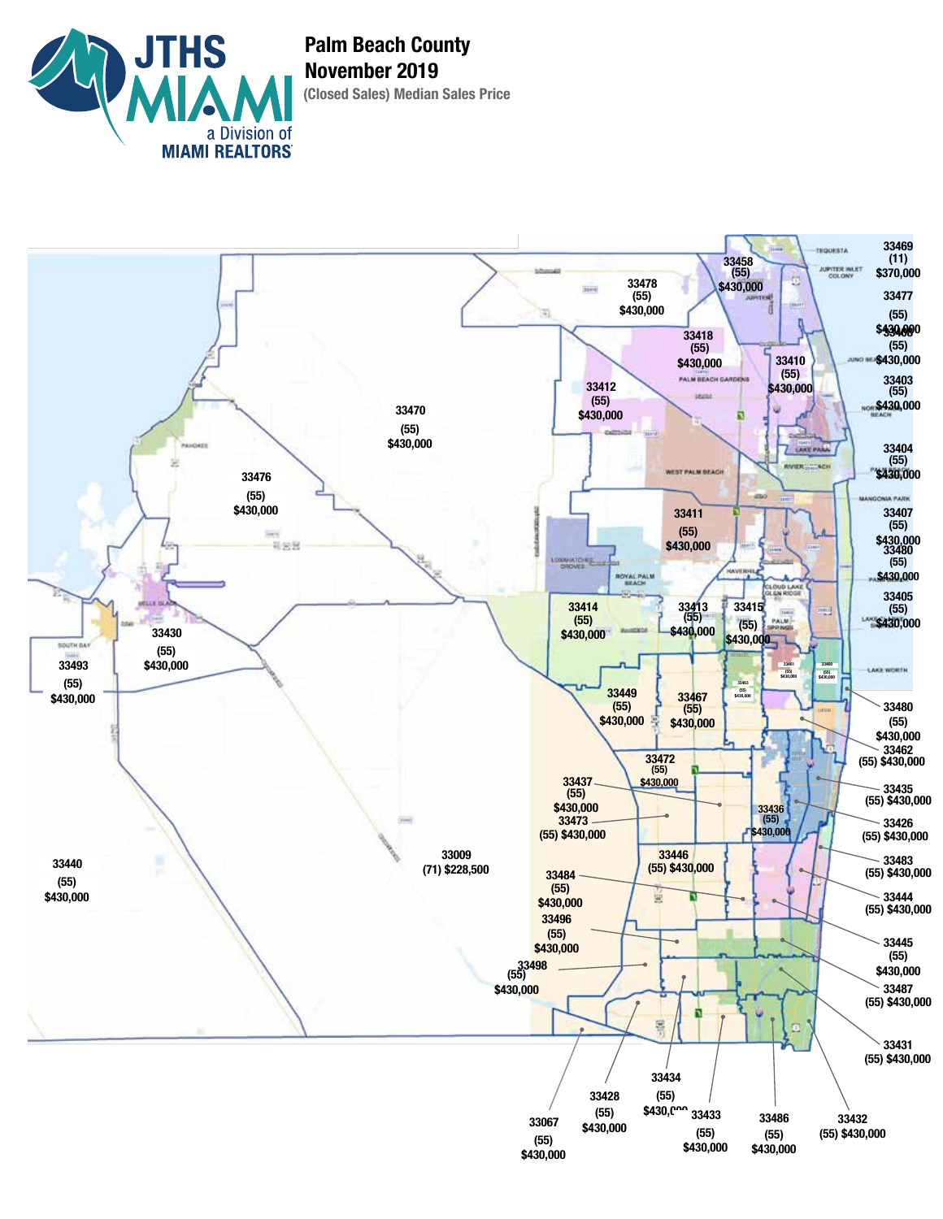# Palm Beach County
## November 2019
**(Closed Sales) Median Sales Price**

JTHS MIAMI — a Division of MIAMI REALTORS

| Zip Code | Closed Sales | Median Sales Price |
|---|---|---|
| 33469 | (11) | $370,000 |
| 33477 | (55) | $430,000 |
| 33458 | (55) | $430,000 |
| 33478 | (55) | $430,000 |
| 33418 | (55) | $430,000 |
| 33408 | (55) | $430,000 |
| 33410 | (55) | $430,000 |
| 33403 | (55) | $430,000 |
| 33412 | (55) | $430,000 |
| 33470 | (55) | $430,000 |
| 33404 | (55) | $430,000 |
| 33476 | (55) | $430,000 |
| 33411 | (55) | $430,000 |
| 33407 | (55) | $430,000 |
| 33480 | (55) | $430,000 |
| 33414 | (55) | $430,000 |
| 33413 | (55) | $430,000 |
| 33415 | (55) | $430,000 |
| 33405 | (55) | $430,000 |
| 33430 | (55) | $430,000 |
| 33493 | (55) | $430,000 |
| 33461 | (55) | $430,000 |
| 33460 | (55) | $430,000 |
| 33463 | (55) | $430,000 |
| 33449 | (55) | $430,000 |
| 33467 | (55) | $430,000 |
| 33480 | (55) | $430,000 |
| 33462 | (55) | $430,000 |
| 33472 | (55) | $430,000 |
| 33437 | (55) | $430,000 |
| 33435 | (55) | $430,000 |
| 33473 | (55) | $430,000 |
| 33436 | (55) | $430,000 |
| 33426 | (55) | $430,000 |
| 33009 | (71) | $228,500 |
| 33440 | (55) | $430,000 |
| 33446 | (55) | $430,000 |
| 33483 | (55) | $430,000 |
| 33484 | (55) | $430,000 |
| 33444 | (55) | $430,000 |
| 33496 | (55) | $430,000 |
| 33445 | (55) | $430,000 |
| 33498 | (55) | $430,000 |
| 33487 | (55) | $430,000 |
| 33431 | (55) | $430,000 |
| 33434 | (55) | $430,000 |
| 33428 | (55) | $430,000 |
| 33433 | (55) | $430,000 |
| 33486 | (55) | $430,000 |
| 33432 | (55) | $430,000 |
| 33067 | (55) | $430,000 |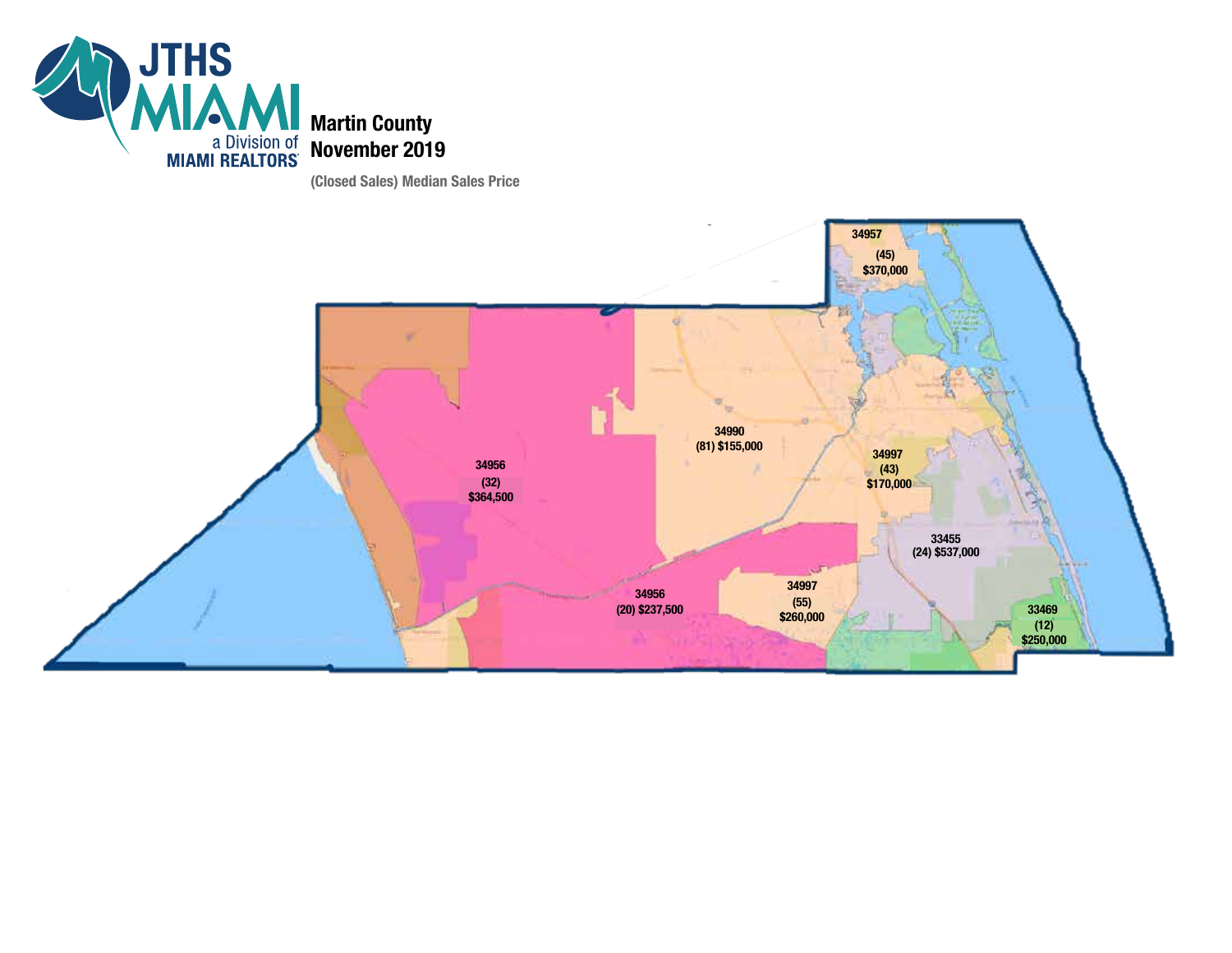JTHS MIAMI
a Division of MIAMI REALTORS

**Martin County**
**November 2019**

(Closed Sales) Median Sales Price

34957
(45)
$370,000

34990
(81) $155,000

34956
(32)
$364,500

34997
(43)
$170,000

33455
(24) $537,000

34956
(20) $237,500

34997
(55)
$260,000

33469
(12)
$250,000